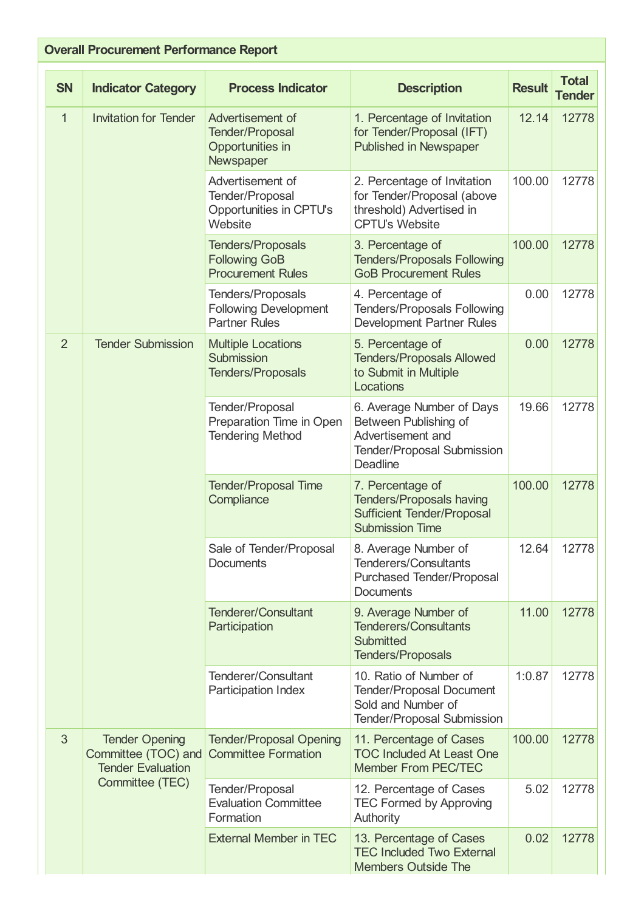## Overall Procurement Performance Report

| SN | Indicator Category | Process Indicator | Description | Result | Total Tender |
|---|---|---|---|---|---|
| 1 | Invitation for Tender | Advertisement of Tender/Proposal Opportunities in Newspaper | 1. Percentage of Invitation for Tender/Proposal (IFT) Published in Newspaper | 12.14 | 12778 |
| | | Advertisement of Tender/Proposal Opportunities in CPTU's Website | 2. Percentage of Invitation for Tender/Proposal (above threshold) Advertised in CPTU's Website | 100.00 | 12778 |
| | | Tenders/Proposals Following GoB Procurement Rules | 3. Percentage of Tenders/Proposals Following GoB Procurement Rules | 100.00 | 12778 |
| | | Tenders/Proposals Following Development Partner Rules | 4. Percentage of Tenders/Proposals Following Development Partner Rules | 0.00 | 12778 |
| 2 | Tender Submission | Multiple Locations Submission Tenders/Proposals | 5. Percentage of Tenders/Proposals Allowed to Submit in Multiple Locations | 0.00 | 12778 |
| | | Tender/Proposal Preparation Time in Open Tendering Method | 6. Average Number of Days Between Publishing of Advertisement and Tender/Proposal Submission Deadline | 19.66 | 12778 |
| | | Tender/Proposal Time Compliance | 7. Percentage of Tenders/Proposals having Sufficient Tender/Proposal Submission Time | 100.00 | 12778 |
| | | Sale of Tender/Proposal Documents | 8. Average Number of Tenderers/Consultants Purchased Tender/Proposal Documents | 12.64 | 12778 |
| | | Tenderer/Consultant Participation | 9. Average Number of Tenderers/Consultants Submitted Tenders/Proposals | 11.00 | 12778 |
| | | Tenderer/Consultant Participation Index | 10. Ratio of Number of Tender/Proposal Document Sold and Number of Tender/Proposal Submission | 1:0.87 | 12778 |
| 3 | Tender Opening Committee (TOC) and Tender Evaluation Committee (TEC) | Tender/Proposal Opening Committee Formation | 11. Percentage of Cases TOC Included At Least One Member From PEC/TEC | 100.00 | 12778 |
| | | Tender/Proposal Evaluation Committee Formation | 12. Percentage of Cases TEC Formed by Approving Authority | 5.02 | 12778 |
| | | External Member in TEC | 13. Percentage of Cases TEC Included Two External Members Outside The | 0.02 | 12778 |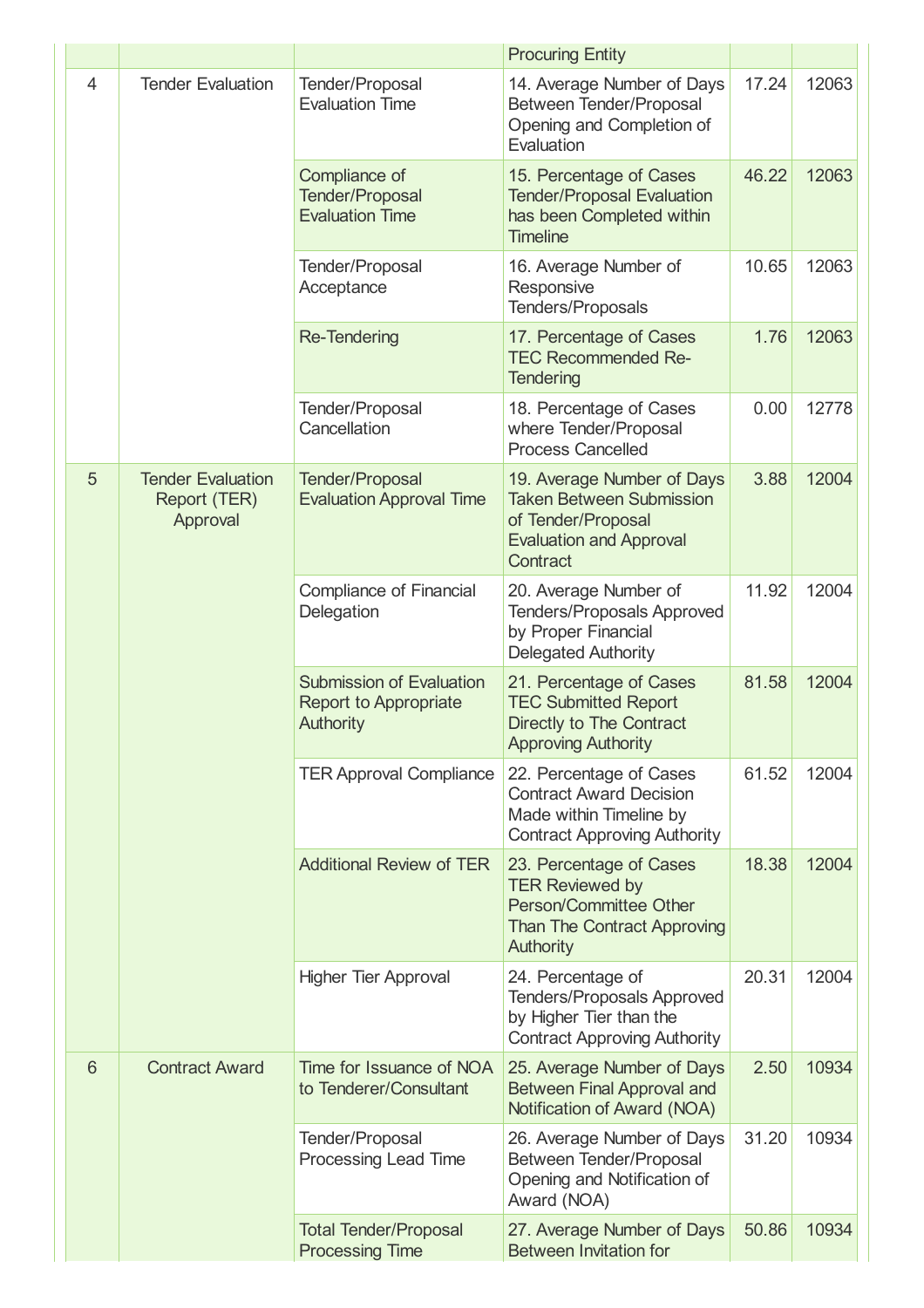| | | | Procuring Entity | | |
|---|---|---|---|---|---|
| 4 | Tender Evaluation | Tender/Proposal Evaluation Time | 14. Average Number of Days Between Tender/Proposal Opening and Completion of Evaluation | 17.24 | 12063 |
| | | Compliance of Tender/Proposal Evaluation Time | 15. Percentage of Cases Tender/Proposal Evaluation has been Completed within Timeline | 46.22 | 12063 |
| | | Tender/Proposal Acceptance | 16. Average Number of Responsive Tenders/Proposals | 10.65 | 12063 |
| | | Re-Tendering | 17. Percentage of Cases TEC Recommended Re-Tendering | 1.76 | 12063 |
| | | Tender/Proposal Cancellation | 18. Percentage of Cases where Tender/Proposal Process Cancelled | 0.00 | 12778 |
| 5 | Tender Evaluation Report (TER) Approval | Tender/Proposal Evaluation Approval Time | 19. Average Number of Days Taken Between Submission of Tender/Proposal Evaluation and Approval Contract | 3.88 | 12004 |
| | | Compliance of Financial Delegation | 20. Average Number of Tenders/Proposals Approved by Proper Financial Delegated Authority | 11.92 | 12004 |
| | | Submission of Evaluation Report to Appropriate Authority | 21. Percentage of Cases TEC Submitted Report Directly to The Contract Approving Authority | 81.58 | 12004 |
| | | TER Approval Compliance | 22. Percentage of Cases Contract Award Decision Made within Timeline by Contract Approving Authority | 61.52 | 12004 |
| | | Additional Review of TER | 23. Percentage of Cases TER Reviewed by Person/Committee Other Than The Contract Approving Authority | 18.38 | 12004 |
| | | Higher Tier Approval | 24. Percentage of Tenders/Proposals Approved by Higher Tier than the Contract Approving Authority | 20.31 | 12004 |
| 6 | Contract Award | Time for Issuance of NOA to Tenderer/Consultant | 25. Average Number of Days Between Final Approval and Notification of Award (NOA) | 2.50 | 10934 |
| | | Tender/Proposal Processing Lead Time | 26. Average Number of Days Between Tender/Proposal Opening and Notification of Award (NOA) | 31.20 | 10934 |
| | | Total Tender/Proposal Processing Time | 27. Average Number of Days Between Invitation for | 50.86 | 10934 |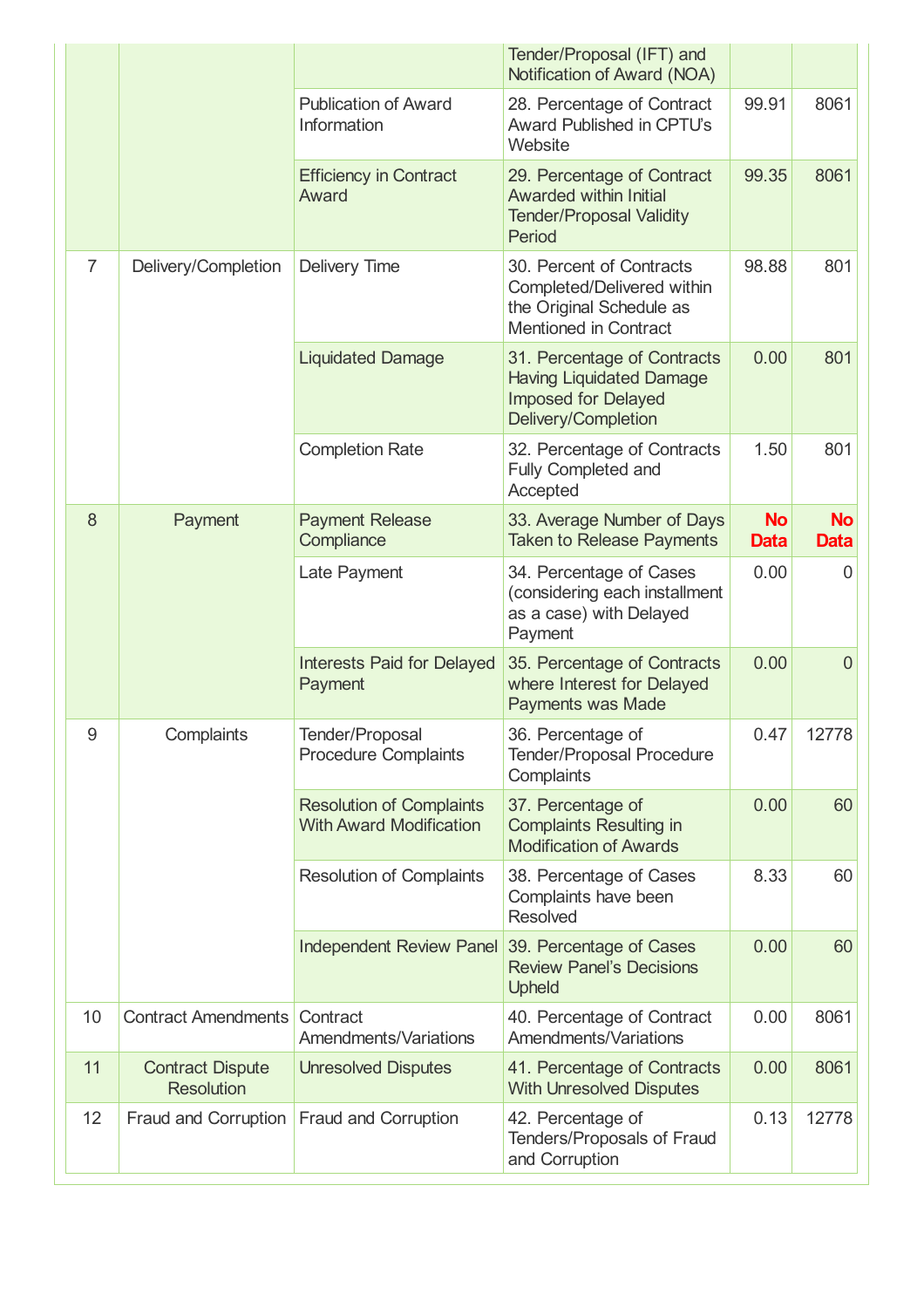| | | | | | |
|---|---|---|---|---|---|
| | | | Tender/Proposal (IFT) and Notification of Award (NOA) | | |
| | | Publication of Award Information | 28. Percentage of Contract Award Published in CPTU's Website | 99.91 | 8061 |
| | | Efficiency in Contract Award | 29. Percentage of Contract Awarded within Initial Tender/Proposal Validity Period | 99.35 | 8061 |
| 7 | Delivery/Completion | Delivery Time | 30. Percent of Contracts Completed/Delivered within the Original Schedule as Mentioned in Contract | 98.88 | 801 |
| | | Liquidated Damage | 31. Percentage of Contracts Having Liquidated Damage Imposed for Delayed Delivery/Completion | 0.00 | 801 |
| | | Completion Rate | 32. Percentage of Contracts Fully Completed and Accepted | 1.50 | 801 |
| 8 | Payment | Payment Release Compliance | 33. Average Number of Days Taken to Release Payments | **No Data** | **No Data** |
| | | Late Payment | 34. Percentage of Cases (considering each installment as a case) with Delayed Payment | 0.00 | 0 |
| | | Interests Paid for Delayed Payment | 35. Percentage of Contracts where Interest for Delayed Payments was Made | 0.00 | 0 |
| 9 | Complaints | Tender/Proposal Procedure Complaints | 36. Percentage of Tender/Proposal Procedure Complaints | 0.47 | 12778 |
| | | Resolution of Complaints With Award Modification | 37. Percentage of Complaints Resulting in Modification of Awards | 0.00 | 60 |
| | | Resolution of Complaints | 38. Percentage of Cases Complaints have been Resolved | 8.33 | 60 |
| | | Independent Review Panel | 39. Percentage of Cases Review Panel's Decisions Upheld | 0.00 | 60 |
| 10 | Contract Amendments | Contract Amendments/Variations | 40. Percentage of Contract Amendments/Variations | 0.00 | 8061 |
| 11 | Contract Dispute Resolution | Unresolved Disputes | 41. Percentage of Contracts With Unresolved Disputes | 0.00 | 8061 |
| 12 | Fraud and Corruption | Fraud and Corruption | 42. Percentage of Tenders/Proposals of Fraud and Corruption | 0.13 | 12778 |